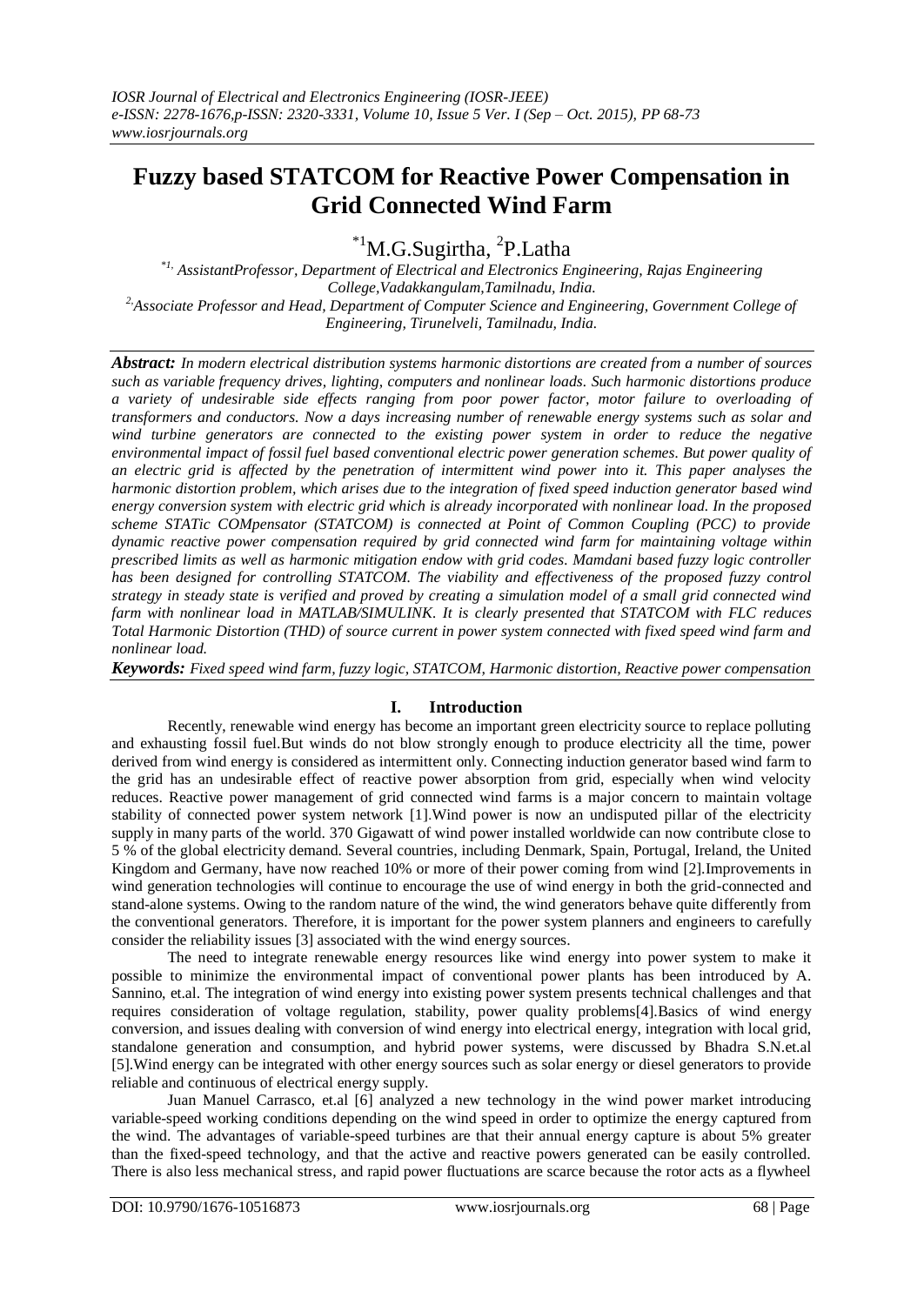# Fuzzy based STATCOM for Reactive Power Compensation in Grid Connected Wind Farm

[*1]M.G.Sugirtha, [2]P.Latha

[*1,] AssistantProfessor, Department of Electrical and Electronics Engineering, Rajas Engineering College,Vadakkangulam,Tamilnadu, India.

[2,]Associate Professor and Head, Department of Computer Science and Engineering, Government College of Engineering, Tirunelveli, Tamilnadu, India.

***Abstract:*** *In modern electrical distribution systems harmonic distortions are created from a number of sources such as variable frequency drives, lighting, computers and nonlinear loads. Such harmonic distortions produce a variety of undesirable side effects ranging from poor power factor, motor failure to overloading of transformers and conductors. Now a days increasing number of renewable energy systems such as solar and wind turbine generators are connected to the existing power system in order to reduce the negative environmental impact of fossil fuel based conventional electric power generation schemes. But power quality of an electric grid is affected by the penetration of intermittent wind power into it. This paper analyses the harmonic distortion problem, which arises due to the integration of fixed speed induction generator based wind energy conversion system with electric grid which is already incorporated with nonlinear load. In the proposed scheme STATic COMpensator (STATCOM) is connected at Point of Common Coupling (PCC) to provide dynamic reactive power compensation required by grid connected wind farm for maintaining voltage within prescribed limits as well as harmonic mitigation endow with grid codes. Mamdani based fuzzy logic controller has been designed for controlling STATCOM. The viability and effectiveness of the proposed fuzzy control strategy in steady state is verified and proved by creating a simulation model of a small grid connected wind farm with nonlinear load in MATLAB/SIMULINK. It is clearly presented that STATCOM with FLC reduces Total Harmonic Distortion (THD) of source current in power system connected with fixed speed wind farm and nonlinear load.*

***Keywords:*** *Fixed speed wind farm, fuzzy logic, STATCOM, Harmonic distortion, Reactive power compensation*

## I. Introduction

Recently, renewable wind energy has become an important green electricity source to replace polluting and exhausting fossil fuel.But winds do not blow strongly enough to produce electricity all the time, power derived from wind energy is considered as intermittent only. Connecting induction generator based wind farm to the grid has an undesirable effect of reactive power absorption from grid, especially when wind velocity reduces. Reactive power management of grid connected wind farms is a major concern to maintain voltage stability of connected power system network [1].Wind power is now an undisputed pillar of the electricity supply in many parts of the world. 370 Gigawatt of wind power installed worldwide can now contribute close to 5 % of the global electricity demand. Several countries, including Denmark, Spain, Portugal, Ireland, the United Kingdom and Germany, have now reached 10% or more of their power coming from wind [2].Improvements in wind generation technologies will continue to encourage the use of wind energy in both the grid-connected and stand-alone systems. Owing to the random nature of the wind, the wind generators behave quite differently from the conventional generators. Therefore, it is important for the power system planners and engineers to carefully consider the reliability issues [3] associated with the wind energy sources.

The need to integrate renewable energy resources like wind energy into power system to make it possible to minimize the environmental impact of conventional power plants has been introduced by A. Sannino, et.al. The integration of wind energy into existing power system presents technical challenges and that requires consideration of voltage regulation, stability, power quality problems[4].Basics of wind energy conversion, and issues dealing with conversion of wind energy into electrical energy, integration with local grid, standalone generation and consumption, and hybrid power systems, were discussed by Bhadra S.N.et.al [5].Wind energy can be integrated with other energy sources such as solar energy or diesel generators to provide reliable and continuous of electrical energy supply.

Juan Manuel Carrasco, et.al [6] analyzed a new technology in the wind power market introducing variable-speed working conditions depending on the wind speed in order to optimize the energy captured from the wind. The advantages of variable-speed turbines are that their annual energy capture is about 5% greater than the fixed-speed technology, and that the active and reactive powers generated can be easily controlled. There is also less mechanical stress, and rapid power fluctuations are scarce because the rotor acts as a flywheel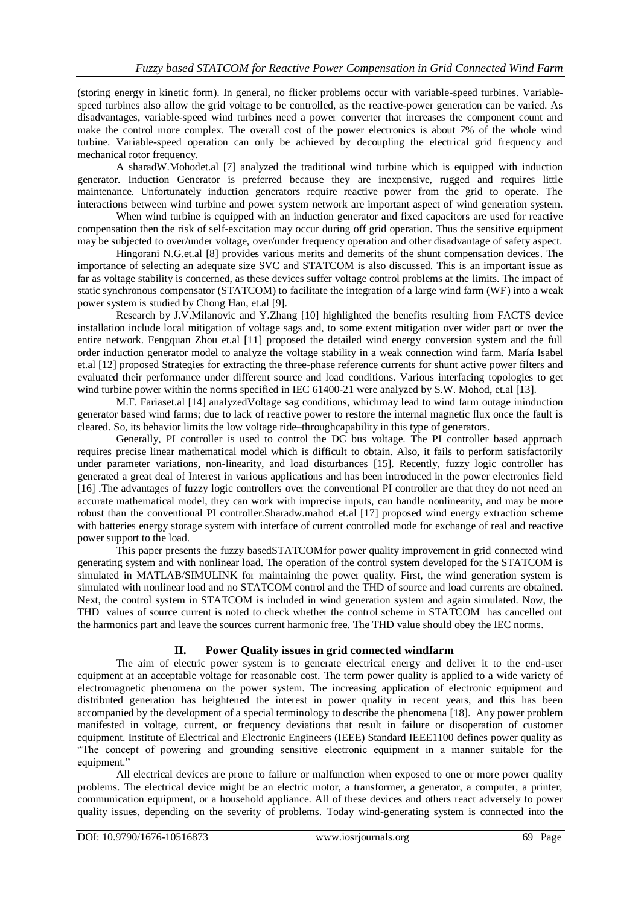(storing energy in kinetic form). In general, no flicker problems occur with variable-speed turbines. Variable-speed turbines also allow the grid voltage to be controlled, as the reactive-power generation can be varied. As disadvantages, variable-speed wind turbines need a power converter that increases the component count and make the control more complex. The overall cost of the power electronics is about 7% of the whole wind turbine. Variable-speed operation can only be achieved by decoupling the electrical grid frequency and mechanical rotor frequency.

A sharadW.Mohodet.al [7] analyzed the traditional wind turbine which is equipped with induction generator. Induction Generator is preferred because they are inexpensive, rugged and requires little maintenance. Unfortunately induction generators require reactive power from the grid to operate. The interactions between wind turbine and power system network are important aspect of wind generation system.

When wind turbine is equipped with an induction generator and fixed capacitors are used for reactive compensation then the risk of self-excitation may occur during off grid operation. Thus the sensitive equipment may be subjected to over/under voltage, over/under frequency operation and other disadvantage of safety aspect.

Hingorani N.G.et.al [8] provides various merits and demerits of the shunt compensation devices. The importance of selecting an adequate size SVC and STATCOM is also discussed. This is an important issue as far as voltage stability is concerned, as these devices suffer voltage control problems at the limits. The impact of static synchronous compensator (STATCOM) to facilitate the integration of a large wind farm (WF) into a weak power system is studied by Chong Han, et.al [9].

Research by J.V.Milanovic and Y.Zhang [10] highlighted the benefits resulting from FACTS device installation include local mitigation of voltage sags and, to some extent mitigation over wider part or over the entire network. Fengquan Zhou et.al [11] proposed the detailed wind energy conversion system and the full order induction generator model to analyze the voltage stability in a weak connection wind farm. María Isabel et.al [12] proposed Strategies for extracting the three-phase reference currents for shunt active power filters and evaluated their performance under different source and load conditions. Various interfacing topologies to get wind turbine power within the norms specified in IEC 61400-21 were analyzed by S.W. Mohod, et.al [13].

M.F. Fariaset.al [14] analyzedVoltage sag conditions, whichmay lead to wind farm outage ininduction generator based wind farms; due to lack of reactive power to restore the internal magnetic flux once the fault is cleared. So, its behavior limits the low voltage ride–throughcapability in this type of generators.

Generally, PI controller is used to control the DC bus voltage. The PI controller based approach requires precise linear mathematical model which is difficult to obtain. Also, it fails to perform satisfactorily under parameter variations, non-linearity, and load disturbances [15]. Recently, fuzzy logic controller has generated a great deal of Interest in various applications and has been introduced in the power electronics field [16] .The advantages of fuzzy logic controllers over the conventional PI controller are that they do not need an accurate mathematical model, they can work with imprecise inputs, can handle nonlinearity, and may be more robust than the conventional PI controller.Sharadw.mahod et.al [17] proposed wind energy extraction scheme with batteries energy storage system with interface of current controlled mode for exchange of real and reactive power support to the load.

This paper presents the fuzzy basedSTATCOMfor power quality improvement in grid connected wind generating system and with nonlinear load. The operation of the control system developed for the STATCOM is simulated in MATLAB/SIMULINK for maintaining the power quality. First, the wind generation system is simulated with nonlinear load and no STATCOM control and the THD of source and load currents are obtained. Next, the control system in STATCOM is included in wind generation system and again simulated. Now, the THD values of source current is noted to check whether the control scheme in STATCOM has cancelled out the harmonics part and leave the sources current harmonic free. The THD value should obey the IEC norms.

## II. Power Quality issues in grid connected windfarm

The aim of electric power system is to generate electrical energy and deliver it to the end-user equipment at an acceptable voltage for reasonable cost. The term power quality is applied to a wide variety of electromagnetic phenomena on the power system. The increasing application of electronic equipment and distributed generation has heightened the interest in power quality in recent years, and this has been accompanied by the development of a special terminology to describe the phenomena [18]. Any power problem manifested in voltage, current, or frequency deviations that result in failure or disoperation of customer equipment. Institute of Electrical and Electronic Engineers (IEEE) Standard IEEE1100 defines power quality as "The concept of powering and grounding sensitive electronic equipment in a manner suitable for the equipment."

All electrical devices are prone to failure or malfunction when exposed to one or more power quality problems. The electrical device might be an electric motor, a transformer, a generator, a computer, a printer, communication equipment, or a household appliance. All of these devices and others react adversely to power quality issues, depending on the severity of problems. Today wind-generating system is connected into the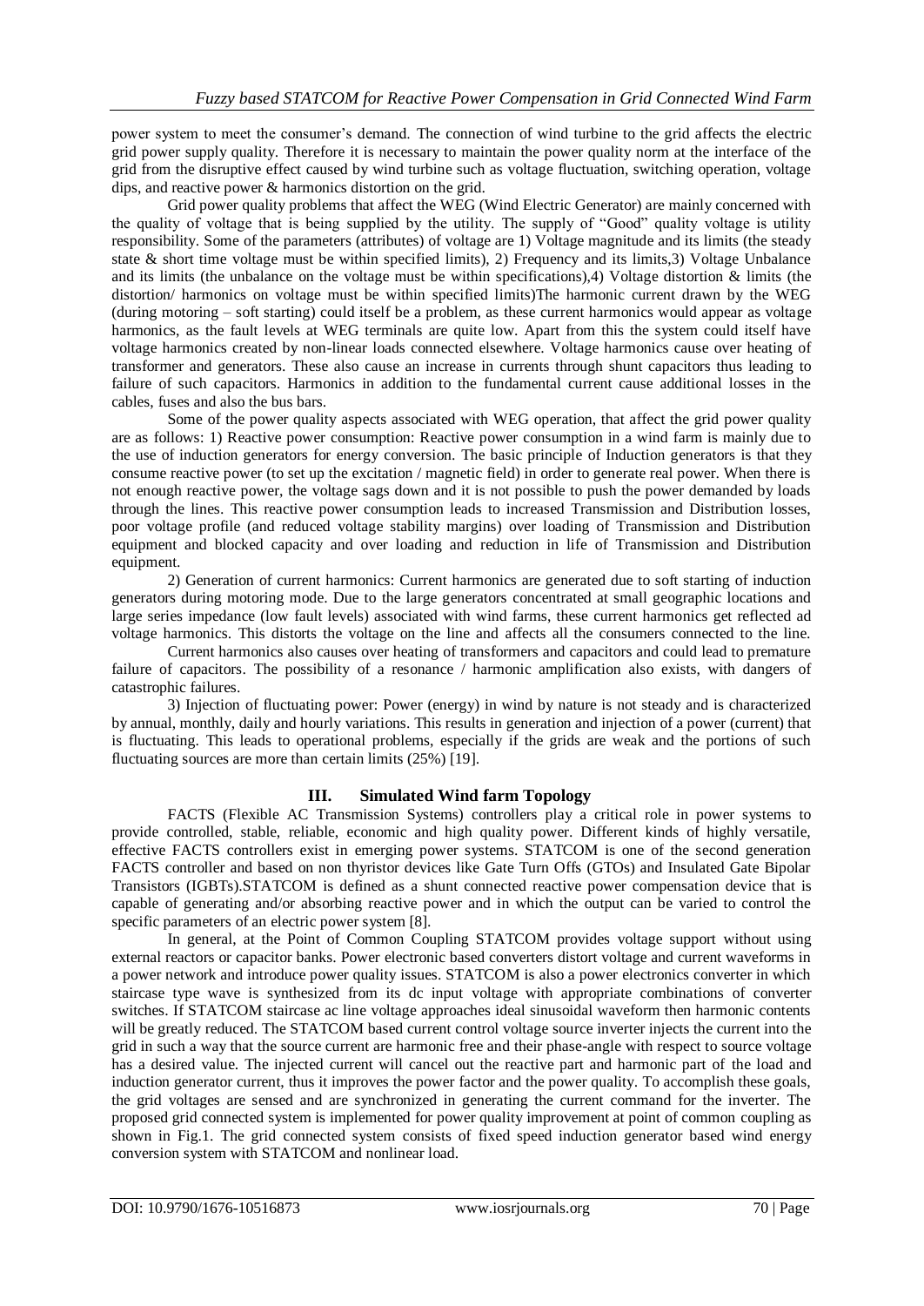power system to meet the consumer's demand. The connection of wind turbine to the grid affects the electric grid power supply quality. Therefore it is necessary to maintain the power quality norm at the interface of the grid from the disruptive effect caused by wind turbine such as voltage fluctuation, switching operation, voltage dips, and reactive power & harmonics distortion on the grid.

Grid power quality problems that affect the WEG (Wind Electric Generator) are mainly concerned with the quality of voltage that is being supplied by the utility. The supply of "Good" quality voltage is utility responsibility. Some of the parameters (attributes) of voltage are 1) Voltage magnitude and its limits (the steady state & short time voltage must be within specified limits), 2) Frequency and its limits,3) Voltage Unbalance and its limits (the unbalance on the voltage must be within specifications),4) Voltage distortion & limits (the distortion/ harmonics on voltage must be within specified limits)The harmonic current drawn by the WEG (during motoring – soft starting) could itself be a problem, as these current harmonics would appear as voltage harmonics, as the fault levels at WEG terminals are quite low. Apart from this the system could itself have voltage harmonics created by non-linear loads connected elsewhere. Voltage harmonics cause over heating of transformer and generators. These also cause an increase in currents through shunt capacitors thus leading to failure of such capacitors. Harmonics in addition to the fundamental current cause additional losses in the cables, fuses and also the bus bars.

Some of the power quality aspects associated with WEG operation, that affect the grid power quality are as follows: 1) Reactive power consumption: Reactive power consumption in a wind farm is mainly due to the use of induction generators for energy conversion. The basic principle of Induction generators is that they consume reactive power (to set up the excitation / magnetic field) in order to generate real power. When there is not enough reactive power, the voltage sags down and it is not possible to push the power demanded by loads through the lines. This reactive power consumption leads to increased Transmission and Distribution losses, poor voltage profile (and reduced voltage stability margins) over loading of Transmission and Distribution equipment and blocked capacity and over loading and reduction in life of Transmission and Distribution equipment.

2) Generation of current harmonics: Current harmonics are generated due to soft starting of induction generators during motoring mode. Due to the large generators concentrated at small geographic locations and large series impedance (low fault levels) associated with wind farms, these current harmonics get reflected ad voltage harmonics. This distorts the voltage on the line and affects all the consumers connected to the line.

Current harmonics also causes over heating of transformers and capacitors and could lead to premature failure of capacitors. The possibility of a resonance / harmonic amplification also exists, with dangers of catastrophic failures.

3) Injection of fluctuating power: Power (energy) in wind by nature is not steady and is characterized by annual, monthly, daily and hourly variations. This results in generation and injection of a power (current) that is fluctuating. This leads to operational problems, especially if the grids are weak and the portions of such fluctuating sources are more than certain limits (25%) [19].

## III. Simulated Wind farm Topology

FACTS (Flexible AC Transmission Systems) controllers play a critical role in power systems to provide controlled, stable, reliable, economic and high quality power. Different kinds of highly versatile, effective FACTS controllers exist in emerging power systems. STATCOM is one of the second generation FACTS controller and based on non thyristor devices like Gate Turn Offs (GTOs) and Insulated Gate Bipolar Transistors (IGBTs).STATCOM is defined as a shunt connected reactive power compensation device that is capable of generating and/or absorbing reactive power and in which the output can be varied to control the specific parameters of an electric power system [8].

In general, at the Point of Common Coupling STATCOM provides voltage support without using external reactors or capacitor banks. Power electronic based converters distort voltage and current waveforms in a power network and introduce power quality issues. STATCOM is also a power electronics converter in which staircase type wave is synthesized from its dc input voltage with appropriate combinations of converter switches. If STATCOM staircase ac line voltage approaches ideal sinusoidal waveform then harmonic contents will be greatly reduced. The STATCOM based current control voltage source inverter injects the current into the grid in such a way that the source current are harmonic free and their phase-angle with respect to source voltage has a desired value. The injected current will cancel out the reactive part and harmonic part of the load and induction generator current, thus it improves the power factor and the power quality. To accomplish these goals, the grid voltages are sensed and are synchronized in generating the current command for the inverter. The proposed grid connected system is implemented for power quality improvement at point of common coupling as shown in Fig.1. The grid connected system consists of fixed speed induction generator based wind energy conversion system with STATCOM and nonlinear load.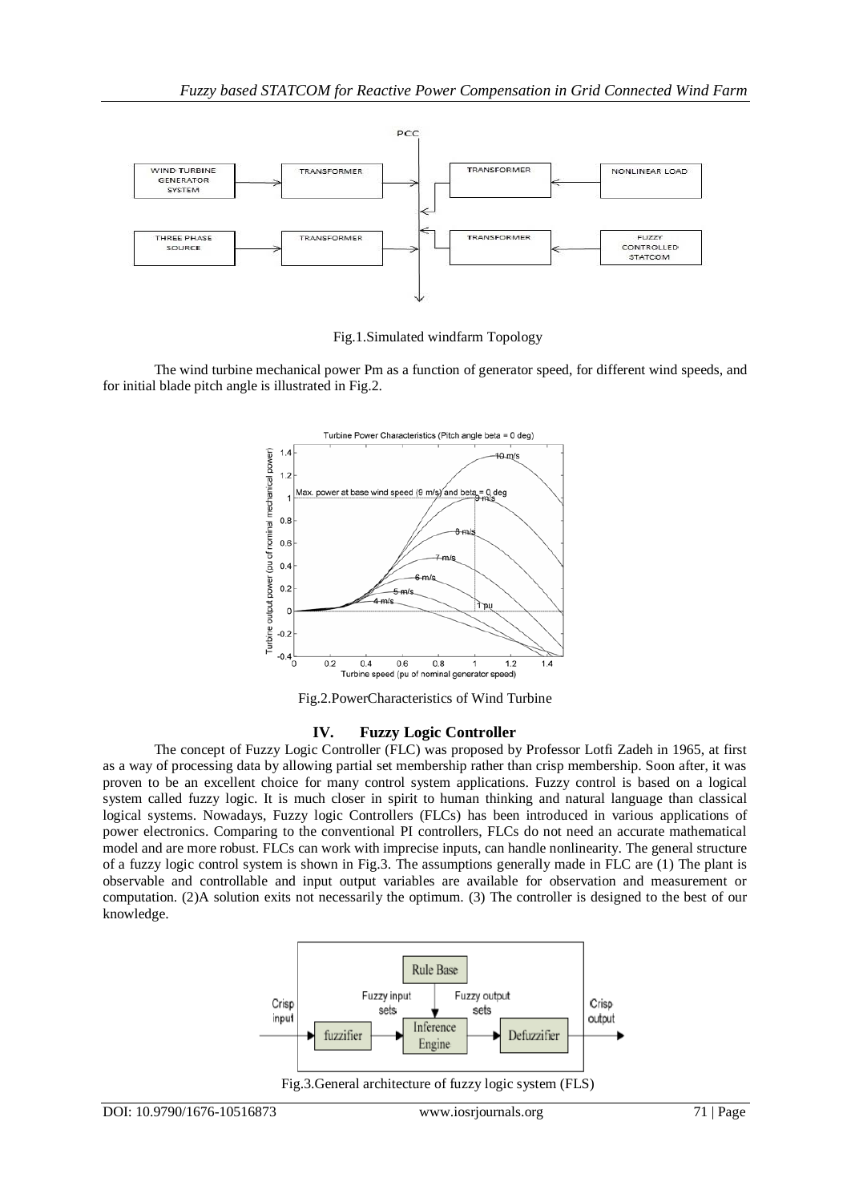Fig.1.Simulated windfarm Topology

The wind turbine mechanical power Pm as a function of generator speed, for different wind speeds, and for initial blade pitch angle is illustrated in Fig.2.

Fig.2.PowerCharacteristics of Wind Turbine

## IV. Fuzzy Logic Controller

The concept of Fuzzy Logic Controller (FLC) was proposed by Professor Lotfi Zadeh in 1965, at first as a way of processing data by allowing partial set membership rather than crisp membership. Soon after, it was proven to be an excellent choice for many control system applications. Fuzzy control is based on a logical system called fuzzy logic. It is much closer in spirit to human thinking and natural language than classical logical systems. Nowadays, Fuzzy logic Controllers (FLCs) has been introduced in various applications of power electronics. Comparing to the conventional PI controllers, FLCs do not need an accurate mathematical model and are more robust. FLCs can work with imprecise inputs, can handle nonlinearity. The general structure of a fuzzy logic control system is shown in Fig.3. The assumptions generally made in FLC are (1) The plant is observable and controllable and input output variables are available for observation and measurement or computation. (2)A solution exits not necessarily the optimum. (3) The controller is designed to the best of our knowledge.

Fig.3.General architecture of fuzzy logic system (FLS)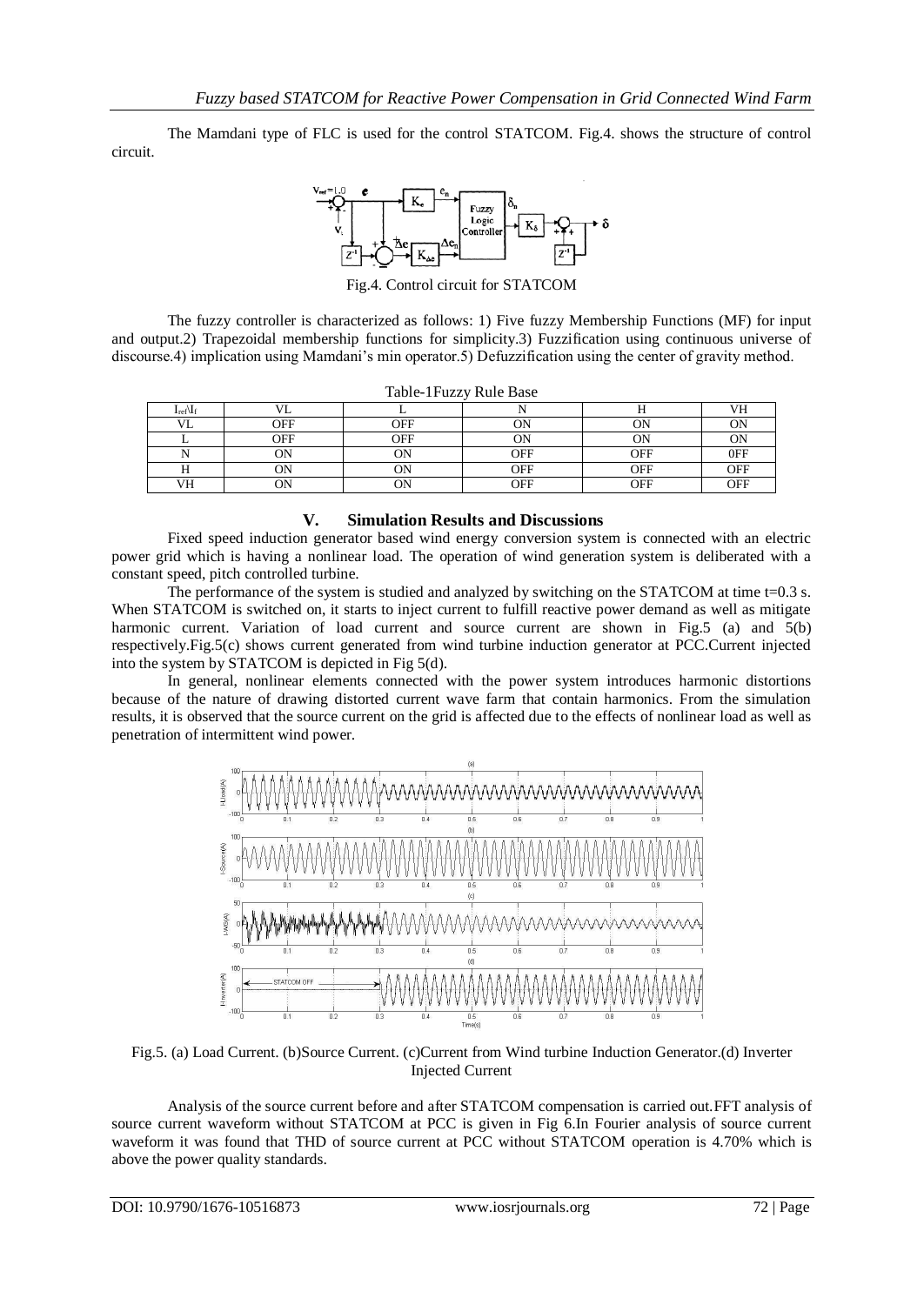The Mamdani type of FLC is used for the control STATCOM. Fig.4. shows the structure of control circuit.

Fig.4. Control circuit for STATCOM

The fuzzy controller is characterized as follows: 1) Five fuzzy Membership Functions (MF) for input and output.2) Trapezoidal membership functions for simplicity.3) Fuzzification using continuous universe of discourse.4) implication using Mamdani's min operator.5) Defuzzification using the center of gravity method.

Table-1Fuzzy Rule Base

| $I_{ref}\backslash I_f$ | VL | L | N | H | VH |
|---|---|---|---|---|---|
| VL | OFF | OFF | ON | ON | ON |
| L | OFF | OFF | ON | ON | ON |
| N | ON | ON | OFF | OFF | 0FF |
| H | ON | ON | OFF | OFF | OFF |
| VH | ON | ON | OFF | OFF | OFF |

## V. Simulation Results and Discussions

Fixed speed induction generator based wind energy conversion system is connected with an electric power grid which is having a nonlinear load. The operation of wind generation system is deliberated with a constant speed, pitch controlled turbine.

The performance of the system is studied and analyzed by switching on the STATCOM at time t=0.3 s. When STATCOM is switched on, it starts to inject current to fulfill reactive power demand as well as mitigate harmonic current. Variation of load current and source current are shown in Fig.5 (a) and 5(b) respectively.Fig.5(c) shows current generated from wind turbine induction generator at PCC.Current injected into the system by STATCOM is depicted in Fig 5(d).

In general, nonlinear elements connected with the power system introduces harmonic distortions because of the nature of drawing distorted current wave farm that contain harmonics. From the simulation results, it is observed that the source current on the grid is affected due to the effects of nonlinear load as well as penetration of intermittent wind power.

Fig.5. (a) Load Current. (b)Source Current. (c)Current from Wind turbine Induction Generator.(d) Inverter Injected Current

Analysis of the source current before and after STATCOM compensation is carried out.FFT analysis of source current waveform without STATCOM at PCC is given in Fig 6.In Fourier analysis of source current waveform it was found that THD of source current at PCC without STATCOM operation is 4.70% which is above the power quality standards.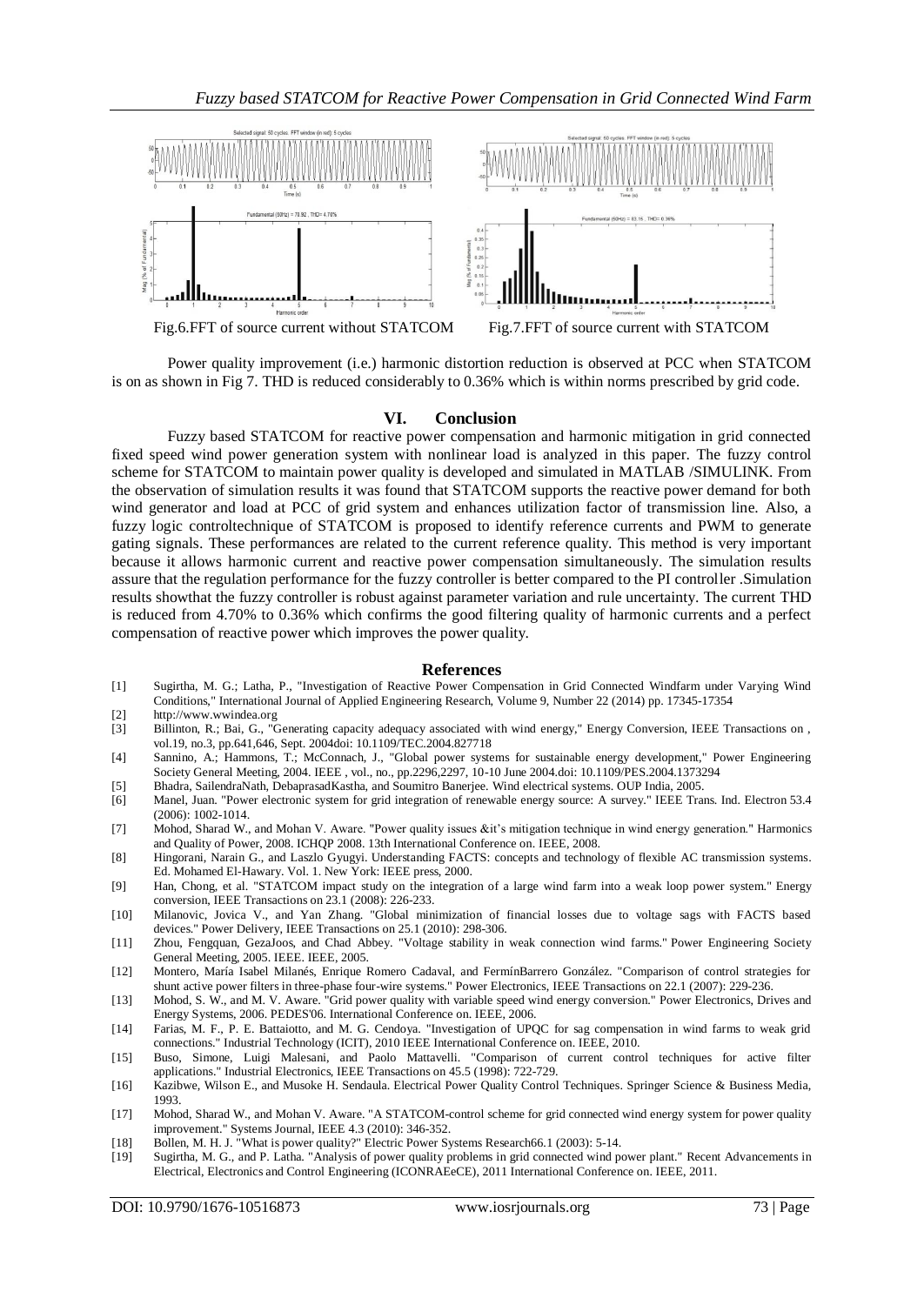Selected signal: 50 cycles. FFT window (in red): 5 cycles

Fundamental (50Hz) = 78.92 , THD= 4.70%

Fig.6.FFT of source current without STATCOM

Selected signal: 50 cycles. FFT window (in red): 5 cycles

Fundamental (50Hz) = 83.15 , THD= 0.36%

Fig.7.FFT of source current with STATCOM

Power quality improvement (i.e.) harmonic distortion reduction is observed at PCC when STATCOM is on as shown in Fig 7. THD is reduced considerably to 0.36% which is within norms prescribed by grid code.

## VI. Conclusion

Fuzzy based STATCOM for reactive power compensation and harmonic mitigation in grid connected fixed speed wind power generation system with nonlinear load is analyzed in this paper. The fuzzy control scheme for STATCOM to maintain power quality is developed and simulated in MATLAB /SIMULINK. From the observation of simulation results it was found that STATCOM supports the reactive power demand for both wind generator and load at PCC of grid system and enhances utilization factor of transmission line. Also, a fuzzy logic controltechnique of STATCOM is proposed to identify reference currents and PWM to generate gating signals. These performances are related to the current reference quality. This method is very important because it allows harmonic current and reactive power compensation simultaneously. The simulation results assure that the regulation performance for the fuzzy controller is better compared to the PI controller .Simulation results showthat the fuzzy controller is robust against parameter variation and rule uncertainty. The current THD is reduced from 4.70% to 0.36% which confirms the good filtering quality of harmonic currents and a perfect compensation of reactive power which improves the power quality.

## References

- [1] Sugirtha, M. G.; Latha, P., "Investigation of Reactive Power Compensation in Grid Connected Windfarm under Varying Wind Conditions," International Journal of Applied Engineering Research, Volume 9, Number 22 (2014) pp. 17345-17354
- [2] http://www.wwindea.org
- [3] Billinton, R.; Bai, G., "Generating capacity adequacy associated with wind energy," Energy Conversion, IEEE Transactions on , vol.19, no.3, pp.641,646, Sept. 2004doi: 10.1109/TEC.2004.827718
- [4] Sannino, A.; Hammons, T.; McConnach, J., "Global power systems for sustainable energy development," Power Engineering Society General Meeting, 2004. IEEE , vol., no., pp.2296,2297, 10-10 June 2004.doi: 10.1109/PES.2004.1373294
- [5] Bhadra, SailendraNath, DebaprasadKastha, and Soumitro Banerjee. Wind electrical systems. OUP India, 2005.
- [6] Manel, Juan. "Power electronic system for grid integration of renewable energy source: A survey." IEEE Trans. Ind. Electron 53.4 (2006): 1002-1014.
- [7] Mohod, Sharad W., and Mohan V. Aware. "Power quality issues &it's mitigation technique in wind energy generation." Harmonics and Quality of Power, 2008. ICHQP 2008. 13th International Conference on. IEEE, 2008.
- [8] Hingorani, Narain G., and Laszlo Gyugyi. Understanding FACTS: concepts and technology of flexible AC transmission systems. Ed. Mohamed El-Hawary. Vol. 1. New York: IEEE press, 2000.
- [9] Han, Chong, et al. "STATCOM impact study on the integration of a large wind farm into a weak loop power system." Energy conversion, IEEE Transactions on 23.1 (2008): 226-233.
- [10] Milanovic, Jovica V., and Yan Zhang. "Global minimization of financial losses due to voltage sags with FACTS based devices." Power Delivery, IEEE Transactions on 25.1 (2010): 298-306.
- [11] Zhou, Fengquan, GezaJoos, and Chad Abbey. "Voltage stability in weak connection wind farms." Power Engineering Society General Meeting, 2005. IEEE. IEEE, 2005.
- [12] Montero, María Isabel Milanés, Enrique Romero Cadaval, and FermínBarrero González. "Comparison of control strategies for shunt active power filters in three-phase four-wire systems." Power Electronics, IEEE Transactions on 22.1 (2007): 229-236.
- [13] Mohod, S. W., and M. V. Aware. "Grid power quality with variable speed wind energy conversion." Power Electronics, Drives and Energy Systems, 2006. PEDES'06. International Conference on. IEEE, 2006.
- [14] Farias, M. F., P. E. Battaiotto, and M. G. Cendoya. "Investigation of UPQC for sag compensation in wind farms to weak grid connections." Industrial Technology (ICIT), 2010 IEEE International Conference on. IEEE, 2010.
- [15] Buso, Simone, Luigi Malesani, and Paolo Mattavelli. "Comparison of current control techniques for active filter applications." Industrial Electronics, IEEE Transactions on 45.5 (1998): 722-729.
- [16] Kazibwe, Wilson E., and Musoke H. Sendaula. Electrical Power Quality Control Techniques. Springer Science & Business Media, 1993.
- [17] Mohod, Sharad W., and Mohan V. Aware. "A STATCOM-control scheme for grid connected wind energy system for power quality improvement." Systems Journal, IEEE 4.3 (2010): 346-352.
- [18] Bollen, M. H. J. "What is power quality?" Electric Power Systems Research66.1 (2003): 5-14.
- [19] Sugirtha, M. G., and P. Latha. "Analysis of power quality problems in grid connected wind power plant." Recent Advancements in Electrical, Electronics and Control Engineering (ICONRAEeCE), 2011 International Conference on. IEEE, 2011.